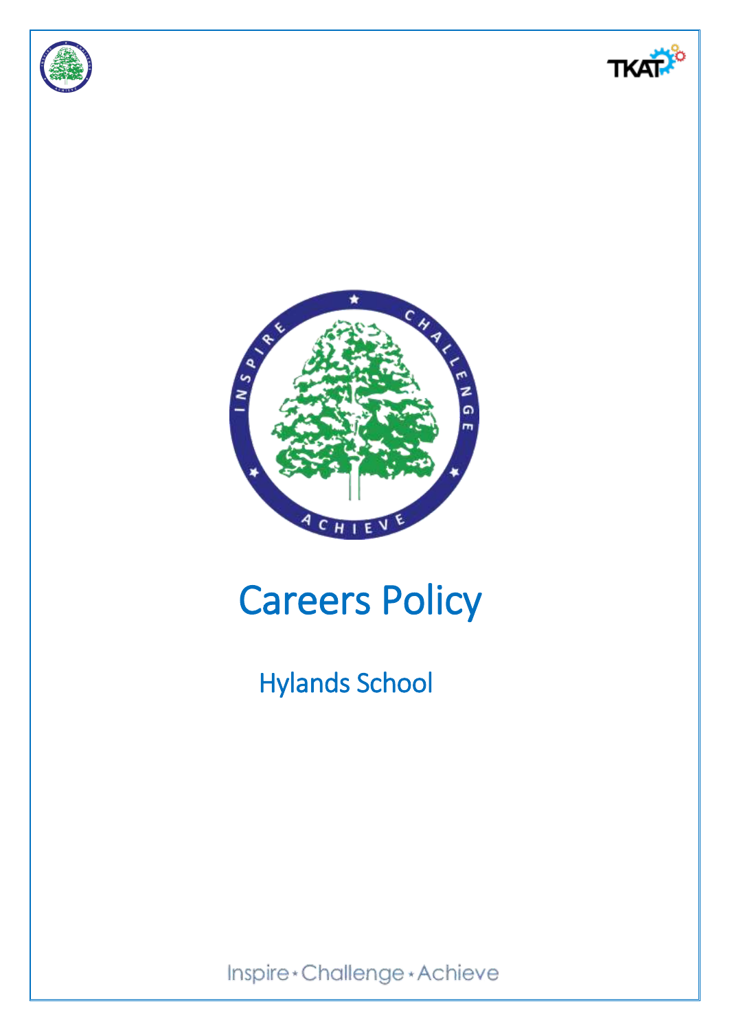# Careers Policy

## Hylands School

Inspire • Challenge • Achieve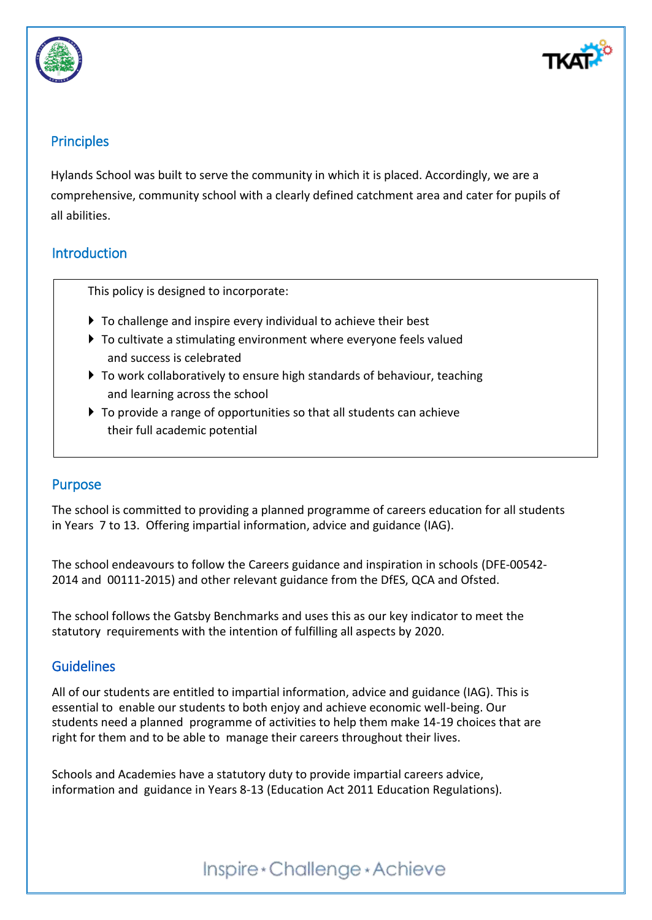## Principles

Hylands School was built to serve the community in which it is placed. Accordingly, we are a comprehensive, community school with a clearly defined catchment area and cater for pupils of all abilities.

## Introduction

This policy is designed to incorporate:

- To challenge and inspire every individual to achieve their best
- To cultivate a stimulating environment where everyone feels valued and success is celebrated
- To work collaboratively to ensure high standards of behaviour, teaching and learning across the school
- To provide a range of opportunities so that all students can achieve their full academic potential

## Purpose

The school is committed to providing a planned programme of careers education for all students in Years 7 to 13. Offering impartial information, advice and guidance (IAG).

The school endeavours to follow the Careers guidance and inspiration in schools (DFE-00542-2014 and 00111-2015) and other relevant guidance from the DfES, QCA and Ofsted.

The school follows the Gatsby Benchmarks and uses this as our key indicator to meet the statutory requirements with the intention of fulfilling all aspects by 2020.

## Guidelines

All of our students are entitled to impartial information, advice and guidance (IAG). This is essential to enable our students to both enjoy and achieve economic well-being. Our students need a planned programme of activities to help them make 14-19 choices that are right for them and to be able to manage their careers throughout their lives.

Schools and Academies have a statutory duty to provide impartial careers advice, information and guidance in Years 8-13 (Education Act 2011 Education Regulations).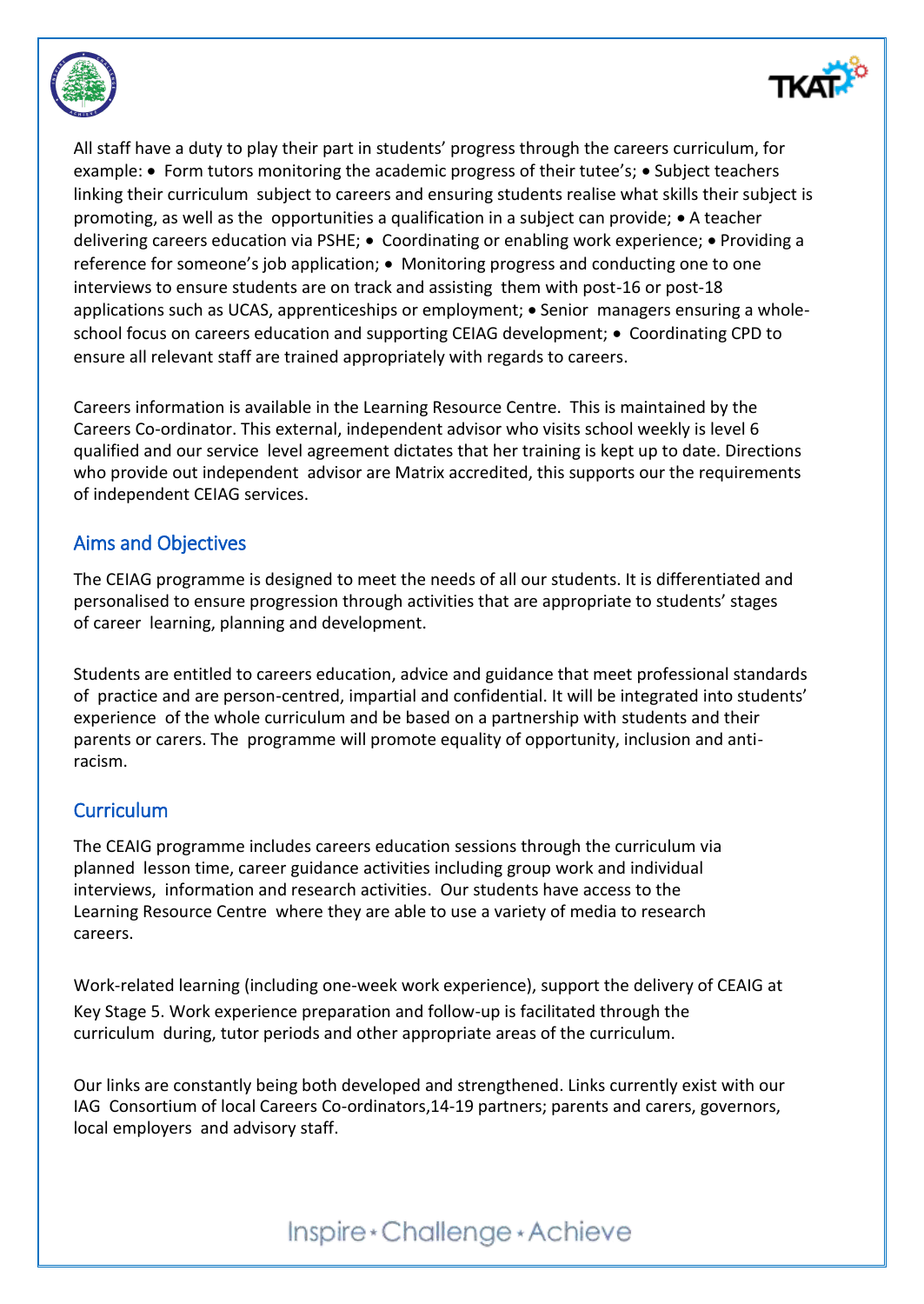All staff have a duty to play their part in students' progress through the careers curriculum, for example: • Form tutors monitoring the academic progress of their tutee's; • Subject teachers linking their curriculum subject to careers and ensuring students realise what skills their subject is promoting, as well as the opportunities a qualification in a subject can provide; • A teacher delivering careers education via PSHE; • Coordinating or enabling work experience; • Providing a reference for someone's job application; • Monitoring progress and conducting one to one interviews to ensure students are on track and assisting them with post-16 or post-18 applications such as UCAS, apprenticeships or employment; • Senior managers ensuring a whole-school focus on careers education and supporting CEIAG development; • Coordinating CPD to ensure all relevant staff are trained appropriately with regards to careers.

Careers information is available in the Learning Resource Centre. This is maintained by the Careers Co-ordinator. This external, independent advisor who visits school weekly is level 6 qualified and our service level agreement dictates that her training is kept up to date. Directions who provide out independent advisor are Matrix accredited, this supports our the requirements of independent CEIAG services.

## Aims and Objectives

The CEIAG programme is designed to meet the needs of all our students. It is differentiated and personalised to ensure progression through activities that are appropriate to students' stages of career learning, planning and development.

Students are entitled to careers education, advice and guidance that meet professional standards of practice and are person-centred, impartial and confidential. It will be integrated into students' experience of the whole curriculum and be based on a partnership with students and their parents or carers. The programme will promote equality of opportunity, inclusion and anti-racism.

## Curriculum

The CEAIG programme includes careers education sessions through the curriculum via planned lesson time, career guidance activities including group work and individual interviews, information and research activities. Our students have access to the Learning Resource Centre where they are able to use a variety of media to research careers.

Work-related learning (including one-week work experience), support the delivery of CEAIG at Key Stage 5. Work experience preparation and follow-up is facilitated through the curriculum during, tutor periods and other appropriate areas of the curriculum.

Our links are constantly being both developed and strengthened. Links currently exist with our IAG Consortium of local Careers Co-ordinators,14-19 partners; parents and carers, governors, local employers and advisory staff.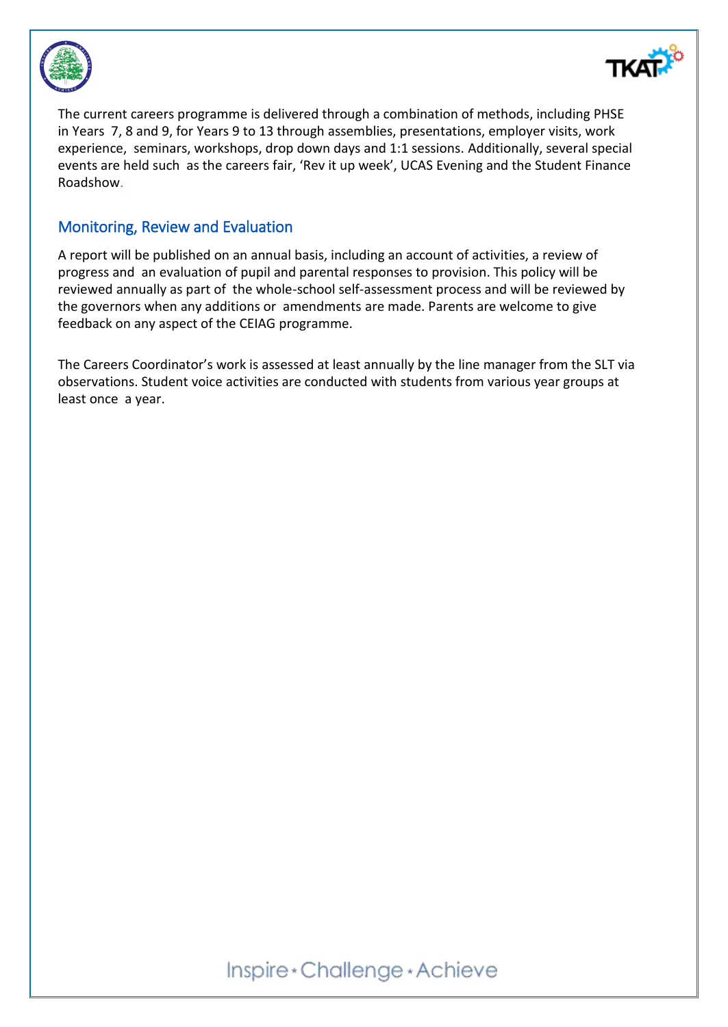The current careers programme is delivered through a combination of methods, including PHSE in Years 7, 8 and 9, for Years 9 to 13 through assemblies, presentations, employer visits, work experience, seminars, workshops, drop down days and 1:1 sessions. Additionally, several special events are held such as the careers fair, 'Rev it up week', UCAS Evening and the Student Finance Roadshow.

## Monitoring, Review and Evaluation

A report will be published on an annual basis, including an account of activities, a review of progress and an evaluation of pupil and parental responses to provision. This policy will be reviewed annually as part of the whole-school self-assessment process and will be reviewed by the governors when any additions or amendments are made. Parents are welcome to give feedback on any aspect of the CEIAG programme.

The Careers Coordinator's work is assessed at least annually by the line manager from the SLT via observations. Student voice activities are conducted with students from various year groups at least once a year.